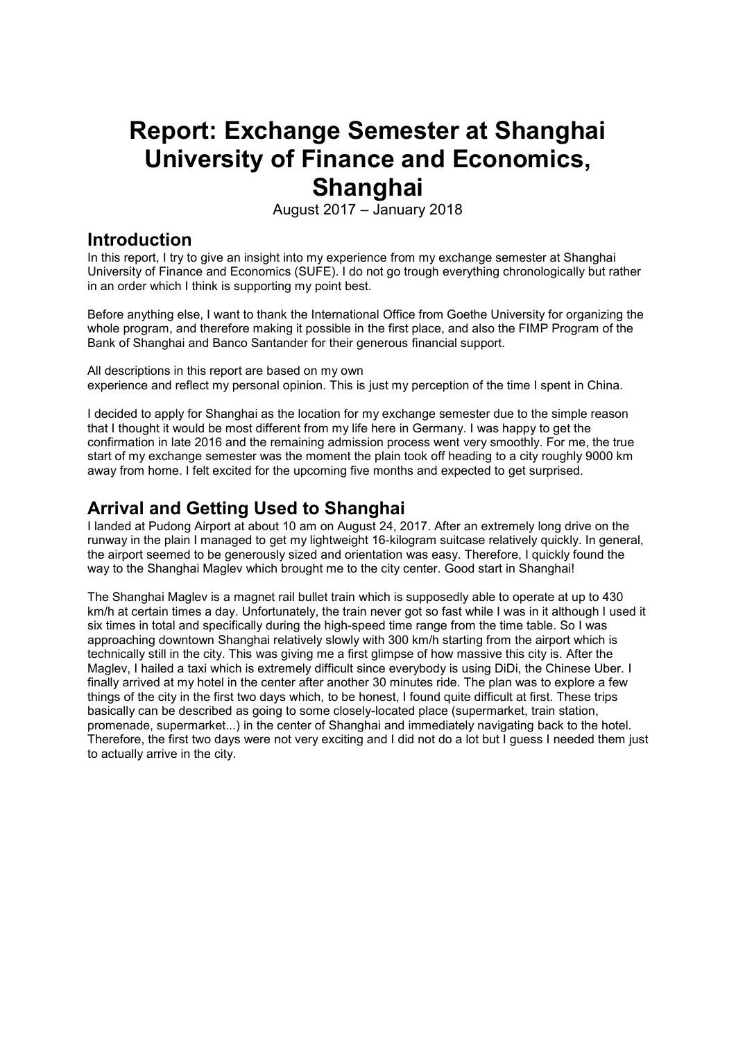# Report: Exchange Semester at Shanghai University of Finance and Economics, Shanghai

August 2017 – January 2018

## Introduction

In this report, I try to give an insight into my experience from my exchange semester at Shanghai University of Finance and Economics (SUFE). I do not go trough everything chronologically but rather in an order which I think is supporting my point best.

Before anything else, I want to thank the International Office from Goethe University for organizing the whole program, and therefore making it possible in the first place, and also the FIMP Program of the Bank of Shanghai and Banco Santander for their generous financial support.

All descriptions in this report are based on my own
experience and reflect my personal opinion. This is just my perception of the time I spent in China.

I decided to apply for Shanghai as the location for my exchange semester due to the simple reason that I thought it would be most different from my life here in Germany. I was happy to get the confirmation in late 2016 and the remaining admission process went very smoothly. For me, the true start of my exchange semester was the moment the plain took off heading to a city roughly 9000 km away from home. I felt excited for the upcoming five months and expected to get surprised.

## Arrival and Getting Used to Shanghai

I landed at Pudong Airport at about 10 am on August 24, 2017. After an extremely long drive on the runway in the plain I managed to get my lightweight 16-kilogram suitcase relatively quickly. In general, the airport seemed to be generously sized and orientation was easy. Therefore, I quickly found the way to the Shanghai Maglev which brought me to the city center. Good start in Shanghai!

The Shanghai Maglev is a magnet rail bullet train which is supposedly able to operate at up to 430 km/h at certain times a day. Unfortunately, the train never got so fast while I was in it although I used it six times in total and specifically during the high-speed time range from the time table. So I was approaching downtown Shanghai relatively slowly with 300 km/h starting from the airport which is technically still in the city. This was giving me a first glimpse of how massive this city is. After the Maglev, I hailed a taxi which is extremely difficult since everybody is using DiDi, the Chinese Uber. I finally arrived at my hotel in the center after another 30 minutes ride. The plan was to explore a few things of the city in the first two days which, to be honest, I found quite difficult at first. These trips basically can be described as going to some closely-located place (supermarket, train station, promenade, supermarket...) in the center of Shanghai and immediately navigating back to the hotel. Therefore, the first two days were not very exciting and I did not do a lot but I guess I needed them just to actually arrive in the city.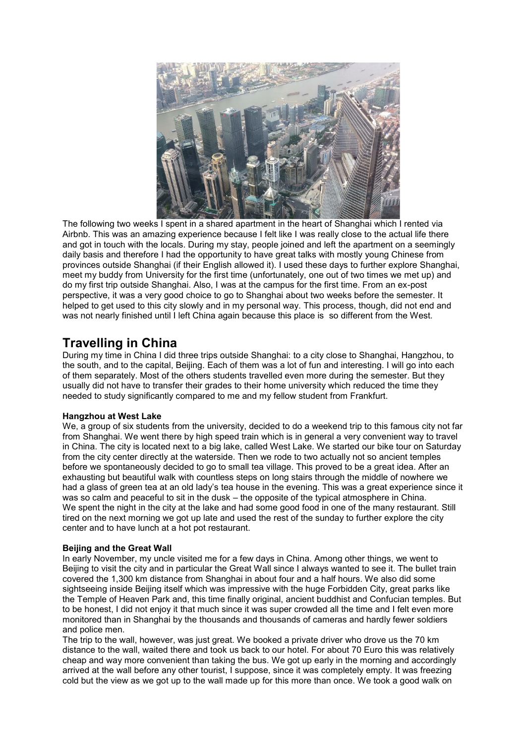The following two weeks I spent in a shared apartment in the heart of Shanghai which I rented via Airbnb. This was an amazing experience because I felt like I was really close to the actual life there and got in touch with the locals. During my stay, people joined and left the apartment on a seemingly daily basis and therefore I had the opportunity to have great talks with mostly young Chinese from provinces outside Shanghai (if their English allowed it). I used these days to further explore Shanghai, meet my buddy from University for the first time (unfortunately, one out of two times we met up) and do my first trip outside Shanghai. Also, I was at the campus for the first time. From an ex-post perspective, it was a very good choice to go to Shanghai about two weeks before the semester. It helped to get used to this city slowly and in my personal way. This process, though, did not end and was not nearly finished until I left China again because this place is so different from the West.

# Travelling in China

During my time in China I did three trips outside Shanghai: to a city close to Shanghai, Hangzhou, to the south, and to the capital, Beijing. Each of them was a lot of fun and interesting. I will go into each of them separately. Most of the others students travelled even more during the semester. But they usually did not have to transfer their grades to their home university which reduced the time they needed to study significantly compared to me and my fellow student from Frankfurt.

**Hangzhou at West Lake**

We, a group of six students from the university, decided to do a weekend trip to this famous city not far from Shanghai. We went there by high speed train which is in general a very convenient way to travel in China. The city is located next to a big lake, called West Lake. We started our bike tour on Saturday from the city center directly at the waterside. Then we rode to two actually not so ancient temples before we spontaneously decided to go to small tea village. This proved to be a great idea. After an exhausting but beautiful walk with countless steps on long stairs through the middle of nowhere we had a glass of green tea at an old lady's tea house in the evening. This was a great experience since it was so calm and peaceful to sit in the dusk – the opposite of the typical atmosphere in China.
We spent the night in the city at the lake and had some good food in one of the many restaurant. Still tired on the next morning we got up late and used the rest of the sunday to further explore the city center and to have lunch at a hot pot restaurant.

**Beijing and the Great Wall**

In early November, my uncle visited me for a few days in China. Among other things, we went to Beijing to visit the city and in particular the Great Wall since I always wanted to see it. The bullet train covered the 1,300 km distance from Shanghai in about four and a half hours. We also did some sightseeing inside Beijing itself which was impressive with the huge Forbidden City, great parks like the Temple of Heaven Park and, this time finally original, ancient buddhist and Confucian temples. But to be honest, I did not enjoy it that much since it was super crowded all the time and I felt even more monitored than in Shanghai by the thousands and thousands of cameras and hardly fewer soldiers and police men.
The trip to the wall, however, was just great. We booked a private driver who drove us the 70 km distance to the wall, waited there and took us back to our hotel. For about 70 Euro this was relatively cheap and way more convenient than taking the bus. We got up early in the morning and accordingly arrived at the wall before any other tourist, I suppose, since it was completely empty. It was freezing cold but the view as we got up to the wall made up for this more than once. We took a good walk on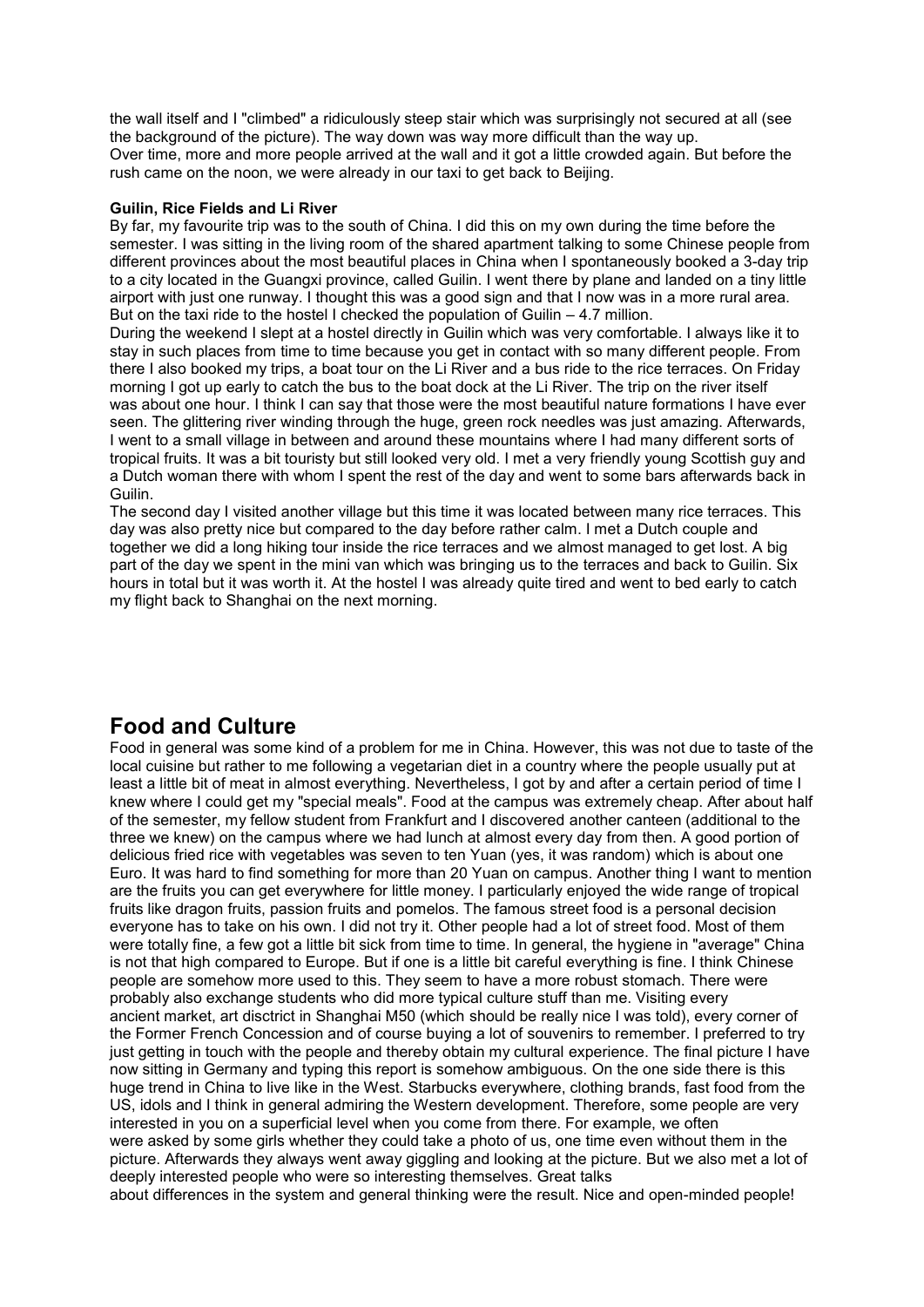the wall itself and I "climbed" a ridiculously steep stair which was surprisingly not secured at all (see the background of the picture). The way down was way more difficult than the way up.
Over time, more and more people arrived at the wall and it got a little crowded again. But before the rush came on the noon, we were already in our taxi to get back to Beijing.

**Guilin, Rice Fields and Li River**

By far, my favourite trip was to the south of China. I did this on my own during the time before the semester. I was sitting in the living room of the shared apartment talking to some Chinese people from different provinces about the most beautiful places in China when I spontaneously booked a 3-day trip to a city located in the Guangxi province, called Guilin. I went there by plane and landed on a tiny little airport with just one runway. I thought this was a good sign and that I now was in a more rural area. But on the taxi ride to the hostel I checked the population of Guilin – 4.7 million.
During the weekend I slept at a hostel directly in Guilin which was very comfortable. I always like it to stay in such places from time to time because you get in contact with so many different people. From there I also booked my trips, a boat tour on the Li River and a bus ride to the rice terraces. On Friday morning I got up early to catch the bus to the boat dock at the Li River. The trip on the river itself was about one hour. I think I can say that those were the most beautiful nature formations I have ever seen. The glittering river winding through the huge, green rock needles was just amazing. Afterwards, I went to a small village in between and around these mountains where I had many different sorts of tropical fruits. It was a bit touristy but still looked very old. I met a very friendly young Scottish guy and a Dutch woman there with whom I spent the rest of the day and went to some bars afterwards back in Guilin.
The second day I visited another village but this time it was located between many rice terraces. This day was also pretty nice but compared to the day before rather calm. I met a Dutch couple and together we did a long hiking tour inside the rice terraces and we almost managed to get lost. A big part of the day we spent in the mini van which was bringing us to the terraces and back to Guilin. Six hours in total but it was worth it. At the hostel I was already quite tired and went to bed early to catch my flight back to Shanghai on the next morning.

## Food and Culture

Food in general was some kind of a problem for me in China. However, this was not due to taste of the local cuisine but rather to me following a vegetarian diet in a country where the people usually put at least a little bit of meat in almost everything. Nevertheless, I got by and after a certain period of time I knew where I could get my "special meals". Food at the campus was extremely cheap. After about half of the semester, my fellow student from Frankfurt and I discovered another canteen (additional to the three we knew) on the campus where we had lunch at almost every day from then. A good portion of delicious fried rice with vegetables was seven to ten Yuan (yes, it was random) which is about one Euro. It was hard to find something for more than 20 Yuan on campus. Another thing I want to mention are the fruits you can get everywhere for little money. I particularly enjoyed the wide range of tropical fruits like dragon fruits, passion fruits and pomelos. The famous street food is a personal decision everyone has to take on his own. I did not try it. Other people had a lot of street food. Most of them were totally fine, a few got a little bit sick from time to time. In general, the hygiene in "average" China is not that high compared to Europe. But if one is a little bit careful everything is fine. I think Chinese people are somehow more used to this. They seem to have a more robust stomach. There were probably also exchange students who did more typical culture stuff than me. Visiting every ancient market, art disctrict in Shanghai M50 (which should be really nice I was told), every corner of the Former French Concession and of course buying a lot of souvenirs to remember. I preferred to try just getting in touch with the people and thereby obtain my cultural experience. The final picture I have now sitting in Germany and typing this report is somehow ambiguous. On the one side there is this huge trend in China to live like in the West. Starbucks everywhere, clothing brands, fast food from the US, idols and I think in general admiring the Western development. Therefore, some people are very interested in you on a superficial level when you come from there. For example, we often were asked by some girls whether they could take a photo of us, one time even without them in the picture. Afterwards they always went away giggling and looking at the picture. But we also met a lot of deeply interested people who were so interesting themselves. Great talks about differences in the system and general thinking were the result. Nice and open-minded people!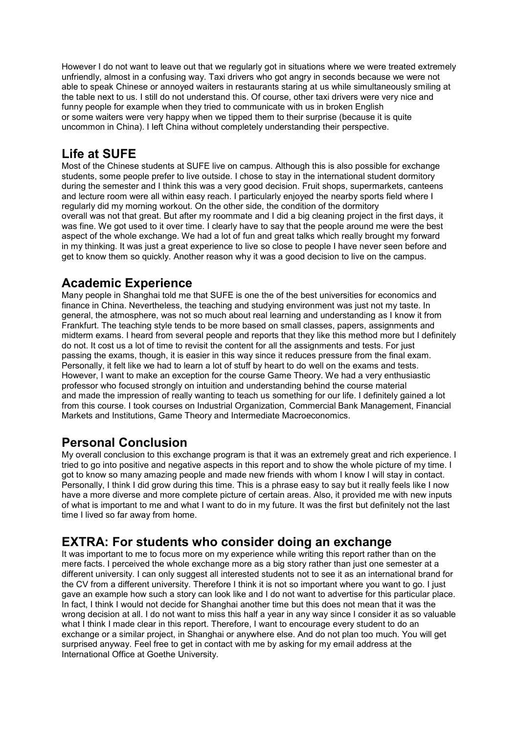However I do not want to leave out that we regularly got in situations where we were treated extremely unfriendly, almost in a confusing way. Taxi drivers who got angry in seconds because we were not able to speak Chinese or annoyed waiters in restaurants staring at us while simultaneously smiling at the table next to us. I still do not understand this. Of course, other taxi drivers were very nice and funny people for example when they tried to communicate with us in broken English or some waiters were very happy when we tipped them to their surprise (because it is quite uncommon in China). I left China without completely understanding their perspective.

## Life at SUFE

Most of the Chinese students at SUFE live on campus. Although this is also possible for exchange students, some people prefer to live outside. I chose to stay in the international student dormitory during the semester and I think this was a very good decision. Fruit shops, supermarkets, canteens and lecture room were all within easy reach. I particularly enjoyed the nearby sports field where I regularly did my morning workout. On the other side, the condition of the dormitory overall was not that great. But after my roommate and I did a big cleaning project in the first days, it was fine. We got used to it over time. I clearly have to say that the people around me were the best aspect of the whole exchange. We had a lot of fun and great talks which really brought my forward in my thinking. It was just a great experience to live so close to people I have never seen before and get to know them so quickly. Another reason why it was a good decision to live on the campus.

## Academic Experience

Many people in Shanghai told me that SUFE is one the of the best universities for economics and finance in China. Nevertheless, the teaching and studying environment was just not my taste. In general, the atmosphere, was not so much about real learning and understanding as I know it from Frankfurt. The teaching style tends to be more based on small classes, papers, assignments and midterm exams. I heard from several people and reports that they like this method more but I definitely do not. It cost us a lot of time to revisit the content for all the assignments and tests. For just passing the exams, though, it is easier in this way since it reduces pressure from the final exam. Personally, it felt like we had to learn a lot of stuff by heart to do well on the exams and tests. However, I want to make an exception for the course Game Theory. We had a very enthusiastic professor who focused strongly on intuition and understanding behind the course material and made the impression of really wanting to teach us something for our life. I definitely gained a lot from this course. I took courses on Industrial Organization, Commercial Bank Management, Financial Markets and Institutions, Game Theory and Intermediate Macroeconomics.

## Personal Conclusion

My overall conclusion to this exchange program is that it was an extremely great and rich experience. I tried to go into positive and negative aspects in this report and to show the whole picture of my time. I got to know so many amazing people and made new friends with whom I know I will stay in contact. Personally, I think I did grow during this time. This is a phrase easy to say but it really feels like I now have a more diverse and more complete picture of certain areas. Also, it provided me with new inputs of what is important to me and what I want to do in my future. It was the first but definitely not the last time I lived so far away from home.

## EXTRA: For students who consider doing an exchange

It was important to me to focus more on my experience while writing this report rather than on the mere facts. I perceived the whole exchange more as a big story rather than just one semester at a different university. I can only suggest all interested students not to see it as an international brand for the CV from a different university. Therefore I think it is not so important where you want to go. I just gave an example how such a story can look like and I do not want to advertise for this particular place. In fact, I think I would not decide for Shanghai another time but this does not mean that it was the wrong decision at all. I do not want to miss this half a year in any way since I consider it as so valuable what I think I made clear in this report. Therefore, I want to encourage every student to do an exchange or a similar project, in Shanghai or anywhere else. And do not plan too much. You will get surprised anyway. Feel free to get in contact with me by asking for my email address at the International Office at Goethe University.